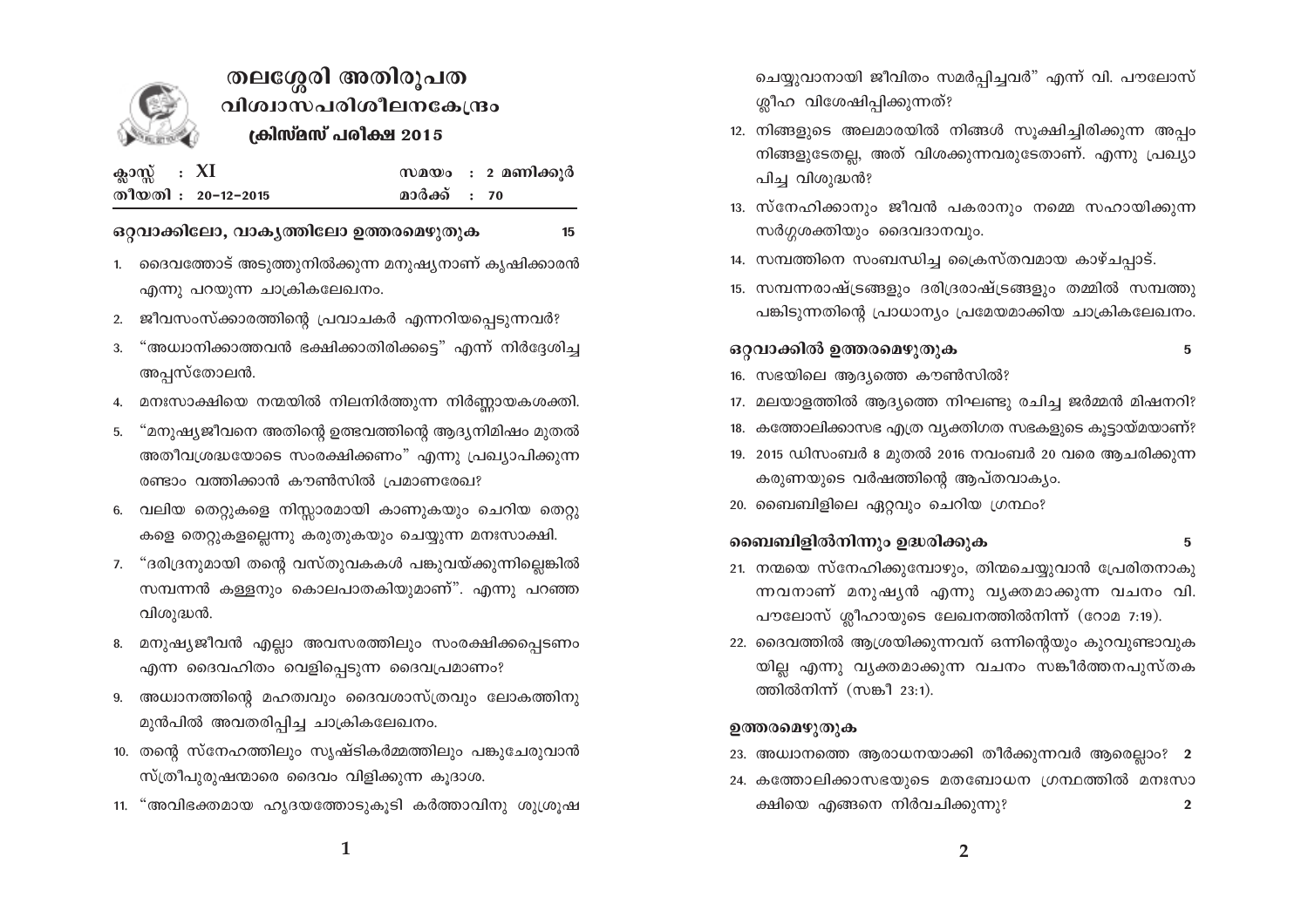# തലശ്ശേരി അതിരൂപത
## വിശ്വാസപരിശീലനകേന്ദ്രം
### ക്രിസ്മസ് പരീക്ഷ 2015

| | |
|---|---|
| ക്ലാസ്സ് : XI | സമയം : 2 മണിക്കൂർ |
| തീയതി : 20-12-2015 | മാർക്ക് : 70 |

**ഒറ്റവാക്കിലോ, വാക്യത്തിലോ ഉത്തരമെഴുതുക** 15

1. ദൈവത്തോട് അടുത്തുനിൽക്കുന്ന മനുഷ്യനാണ് കൃഷിക്കാരൻ എന്നു പറയുന്ന ചാക്രികലേഖനം.
2. ജീവസംസ്ക്കാരത്തിന്റെ പ്രവാചകർ എന്നറിയപ്പെടുന്നവർ?
3. "അധ്വാനിക്കാത്തവൻ ഭക്ഷിക്കാതിരിക്കട്ടെ" എന്ന് നിർദ്ദേശിച്ച അപ്പസ്തോലൻ.
4. മനഃസാക്ഷിയെ നന്മയിൽ നിലനിർത്തുന്ന നിർണ്ണായകശക്തി.
5. "മനുഷ്യജീവനെ അതിന്റെ ഉത്ഭവത്തിന്റെ ആദ്യനിമിഷം മുതൽ അതീവശ്രദ്ധയോടെ സംരക്ഷിക്കണം" എന്നു പ്രഖ്യാപിക്കുന്ന രണ്ടാം വത്തിക്കാൻ കൗൺസിൽ പ്രമാണരേഖ?
6. വലിയ തെറ്റുകളെ നിസ്സാരമായി കാണുകയും ചെറിയ തെറ്റുകളെ തെറ്റുകളല്ലെന്നു കരുതുകയും ചെയ്യുന്ന മനഃസാക്ഷി.
7. "ദരിദ്രനുമായി തന്റെ വസ്തുവകകൾ പങ്കുവയ്ക്കുന്നില്ലെങ്കിൽ സമ്പന്നൻ കള്ളനും കൊലപാതകിയുമാണ്". എന്നു പറഞ്ഞ വിശുദ്ധൻ.
8. മനുഷ്യജീവൻ എല്ലാ അവസരത്തിലും സംരക്ഷിക്കപ്പെടണം എന്ന ദൈവഹിതം വെളിപ്പെടുന്ന ദൈവപ്രമാണം?
9. അധ്വാനത്തിന്റെ മഹത്വവും ദൈവശാസ്ത്രവും ലോകത്തിനു മുൻപിൽ അവതരിപ്പിച്ച ചാക്രികലേഖനം.
10. തന്റെ സ്നേഹത്തിലും സൃഷ്ടികർമ്മത്തിലും പങ്കുചേരുവാൻ സ്ത്രീപുരുഷന്മാരെ ദൈവം വിളിക്കുന്ന കൂദാശ.
11. "അവിഭക്തമായ ഹൃദയത്തോടുകൂടി കർത്താവിനു ശുശ്രൂഷ ചെയ്യുവാനായി ജീവിതം സമർപ്പിച്ചവർ" എന്ന് വി. പൗലോസ് ശ്ലീഹ വിശേഷിപ്പിക്കുന്നത്?
12. നിങ്ങളുടെ അലമാരയിൽ നിങ്ങൾ സൂക്ഷിച്ചിരിക്കുന്ന അപ്പം നിങ്ങളുടേതല്ല, അത് വിശക്കുന്നവരുടേതാണ്. എന്നു പ്രഖ്യാപിച്ച വിശുദ്ധൻ?
13. സ്നേഹിക്കാനും ജീവൻ പകരാനും നമ്മെ സഹായിക്കുന്ന സർഗ്ഗശക്തിയും ദൈവദാനവും.
14. സമ്പത്തിനെ സംബന്ധിച്ച ക്രൈസ്തവമായ കാഴ്ചപ്പാട്.
15. സമ്പന്നരാഷ്ട്രങ്ങളും ദരിദ്രരാഷ്ട്രങ്ങളും തമ്മിൽ സമ്പത്തു പങ്കിടുന്നതിന്റെ പ്രാധാന്യം പ്രമേയമാക്കിയ ചാക്രികലേഖനം.

**ഒറ്റവാക്കിൽ ഉത്തരമെഴുതുക** 5

16. സഭയിലെ ആദ്യത്തെ കൗൺസിൽ?
17. മലയാളത്തിൽ ആദ്യത്തെ നിഘണ്ടു രചിച്ച ജർമ്മൻ മിഷനറി?
18. കത്തോലിക്കാസഭ എത്ര വ്യക്തിഗത സഭകളുടെ കൂട്ടായ്മയാണ്?
19. 2015 ഡിസംബർ 8 മുതൽ 2016 നവംബർ 20 വരെ ആചരിക്കുന്ന കരുണയുടെ വർഷത്തിന്റെ ആപ്തവാക്യം.
20. ബൈബിളിലെ ഏറ്റവും ചെറിയ ഗ്രന്ഥം?

**ബൈബിളിൽനിന്നും ഉദ്ധരിക്കുക** 5

21. നന്മയെ സ്നേഹിക്കുമ്പോഴും, തിന്മചെയ്യുവാൻ പ്രേരിതനാകുന്നവനാണ് മനുഷ്യൻ എന്നു വ്യക്തമാക്കുന്ന വചനം വി. പൗലോസ് ശ്ലീഹായുടെ ലേഖനത്തിൽനിന്ന് (റോമ 7:19).
22. ദൈവത്തിൽ ആശ്രയിക്കുന്നവന് ഒന്നിന്റെയും കുറവുണ്ടാവുകയില്ല എന്നു വ്യക്തമാക്കുന്ന വചനം സങ്കീർത്തനപുസ്തകത്തിൽനിന്ന് (സങ്കീ 23:1).

**ഉത്തരമെഴുതുക**

23. അധ്വാനത്തെ ആരാധനയാക്കി തീർക്കുന്നവർ ആരെല്ലാം? 2
24. കത്തോലിക്കാസഭയുടെ മതബോധന ഗ്രന്ഥത്തിൽ മനഃസാക്ഷിയെ എങ്ങനെ നിർവചിക്കുന്നു? 2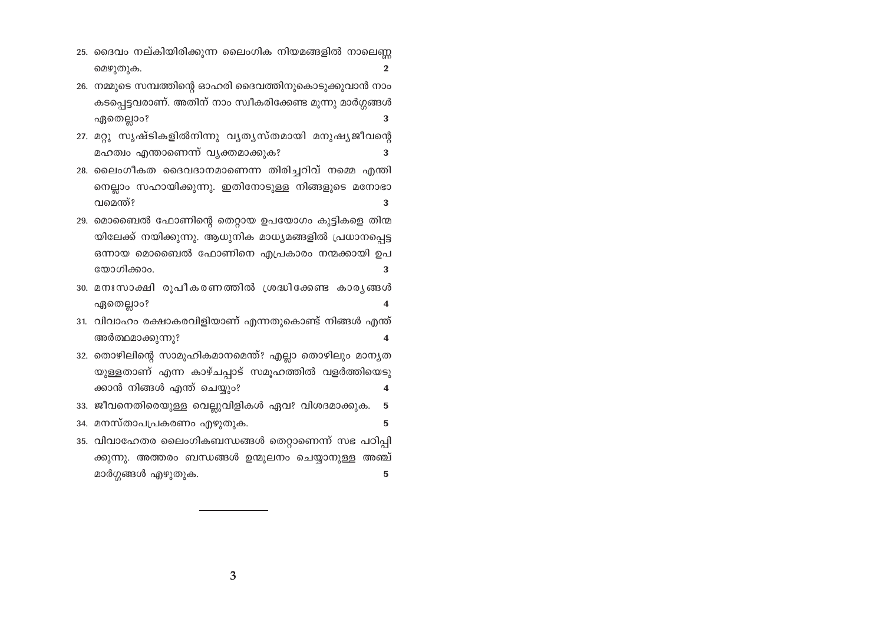25. ദൈവം നല്കിയിരിക്കുന്ന ലൈംഗിക നിയമങ്ങളിൽ നാലെണ്ണമെഴുതുക. **2**

26. നമ്മുടെ സമ്പത്തിന്റെ ഓഹരി ദൈവത്തിനുകൊടുക്കുവാൻ നാം കടപ്പെട്ടവരാണ്. അതിന് നാം സ്വീകരിക്കേണ്ട മൂന്നു മാർഗ്ഗങ്ങൾ ഏതെല്ലാം? **3**

27. മറ്റു സൃഷ്ടികളിൽനിന്നു വ്യത്യസ്തമായി മനുഷ്യജീവന്റെ മഹത്വം എന്താണെന്ന് വ്യക്തമാക്കുക? **3**

28. ലൈംഗീകത ദൈവദാനമാണെന്ന തിരിച്ചറിവ് നമ്മെ എന്തിനെല്ലാം സഹായിക്കുന്നു. ഇതിനോടുള്ള നിങ്ങളുടെ മനോഭാവമെന്ത്? **3**

29. മൊബൈൽ ഫോണിന്റെ തെറ്റായ ഉപയോഗം കുട്ടികളെ തിന്മയിലേക്ക് നയിക്കുന്നു. ആധുനിക മാധ്യമങ്ങളിൽ പ്രധാനപ്പെട്ട ഒന്നായ മൊബൈൽ ഫോണിനെ എപ്രകാരം നന്മക്കായി ഉപയോഗിക്കാം. **3**

30. മനഃസാക്ഷി രൂപീകരണത്തിൽ ശ്രദ്ധിക്കേണ്ട കാര്യങ്ങൾ ഏതെല്ലാം? **4**

31. വിവാഹം രക്ഷാകരവിളിയാണ് എന്നതുകൊണ്ട് നിങ്ങൾ എന്ത് അർത്ഥമാക്കുന്നു? **4**

32. തൊഴിലിന്റെ സാമൂഹികമാനമെന്ത്? എല്ലാ തൊഴിലും മാന്യതയുള്ളതാണ് എന്ന കാഴ്ചപ്പാട് സമൂഹത്തിൽ വളർത്തിയെടുക്കാൻ നിങ്ങൾ എന്ത് ചെയ്യും? **4**

33. ജീവനെതിരെയുള്ള വെല്ലുവിളികൾ ഏവ? വിശദമാക്കുക. **5**

34. മനസ്താപപ്രകരണം എഴുതുക. **5**

35. വിവാഹേതര ലൈംഗികബന്ധങ്ങൾ തെറ്റാണെന്ന് സഭ പഠിപ്പിക്കുന്നു. അത്തരം ബന്ധങ്ങൾ ഉന്മൂലനം ചെയ്യാനുള്ള അഞ്ച് മാർഗ്ഗങ്ങൾ എഴുതുക. **5**